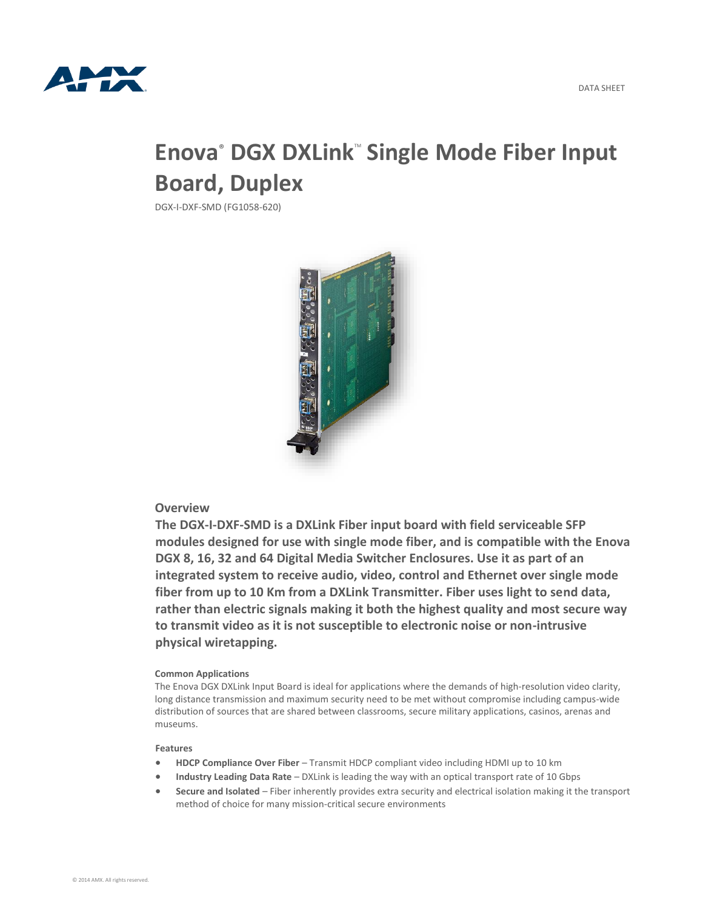# Enova® DGX DXLink™ Single Mode Fiber Input Board, Duplex

DGX-I-DXF-SMD (FG1058-620)

## Overview

**The DGX-I-DXF-SMD is a DXLink Fiber input board with field serviceable SFP modules designed for use with single mode fiber, and is compatible with the Enova DGX 8, 16, 32 and 64 Digital Media Switcher Enclosures. Use it as part of an integrated system to receive audio, video, control and Ethernet over single mode fiber from up to 10 Km from a DXLink Transmitter. Fiber uses light to send data, rather than electric signals making it both the highest quality and most secure way to transmit video as it is not susceptible to electronic noise or non-intrusive physical wiretapping.**

### Common Applications

The Enova DGX DXLink Input Board is ideal for applications where the demands of high-resolution video clarity, long distance transmission and maximum security need to be met without compromise including campus-wide distribution of sources that are shared between classrooms, secure military applications, casinos, arenas and museums.

### Features

- **HDCP Compliance Over Fiber** – Transmit HDCP compliant video including HDMI up to 10 km
- **Industry Leading Data Rate** – DXLink is leading the way with an optical transport rate of 10 Gbps
- **Secure and Isolated** – Fiber inherently provides extra security and electrical isolation making it the transport method of choice for many mission-critical secure environments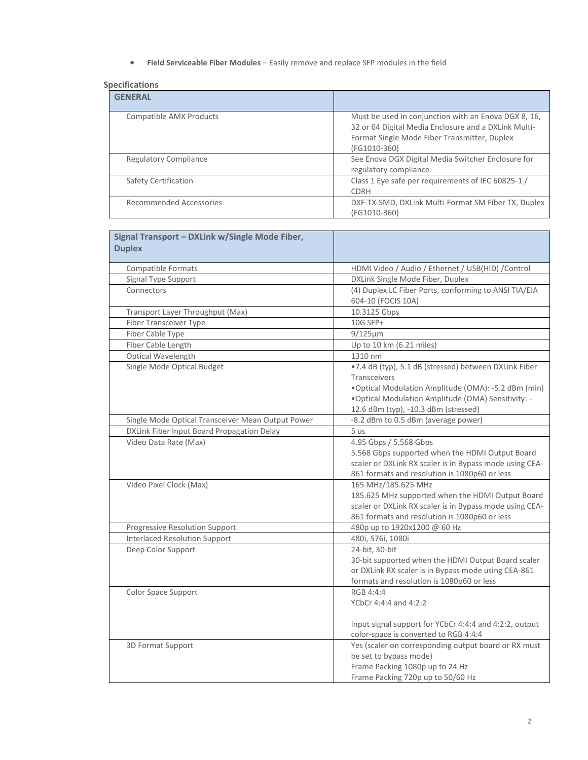- **Field Serviceable Fiber Modules** – Easily remove and replace SFP modules in the field

## Specifications

| GENERAL | |
|---|---|
| Compatible AMX Products | Must be used in conjunction with an Enova DGX 8, 16, 32 or 64 Digital Media Enclosure and a DXLink Multi-Format Single Mode Fiber Transmitter, Duplex (FG1010-360) |
| Regulatory Compliance | See Enova DGX Digital Media Switcher Enclosure for regulatory compliance |
| Safety Certification | Class 1 Eye safe per requirements of IEC 60825-1 / CDRH |
| Recommended Accessories | DXF-TX-SMD, DXLink Multi-Format SM Fiber TX, Duplex (FG1010-360) |

| Signal Transport – DXLink w/Single Mode Fiber, Duplex | |
|---|---|
| Compatible Formats | HDMI Video / Audio / Ethernet / USB(HID) /Control |
| Signal Type Support | DXLink Single Mode Fiber, Duplex |
| Connectors | (4) Duplex LC Fiber Ports, conforming to ANSI TIA/EIA 604-10 (FOCIS 10A) |
| Transport Layer Throughput (Max) | 10.3125 Gbps |
| Fiber Transceiver Type | 10G SFP+ |
| Fiber Cable Type | 9/125µm |
| Fiber Cable Length | Up to 10 km (6.21 miles) |
| Optical Wavelength | 1310 nm |
| Single Mode Optical Budget | •7.4 dB (typ), 5.1 dB (stressed) between DXLink Fiber Transceivers<br>•Optical Modulation Amplitude (OMA): -5.2 dBm (min)<br>•Optical Modulation Amplitude (OMA) Sensitivity: -12.6 dBm (typ), -10.3 dBm (stressed) |
| Single Mode Optical Transceiver Mean Output Power | -8.2 dBm to 0.5 dBm (average power) |
| DXLink Fiber Input Board Propagation Delay | 5 us |
| Video Data Rate (Max) | 4.95 Gbps / 5.568 Gbps<br>5.568 Gbps supported when the HDMI Output Board scaler or DXLink RX scaler is in Bypass mode using CEA-861 formats and resolution is 1080p60 or less |
| Video Pixel Clock (Max) | 165 MHz/185.625 MHz<br>185.625 MHz supported when the HDMI Output Board scaler or DXLink RX scaler is in Bypass mode using CEA-861 formats and resolution is 1080p60 or less |
| Progressive Resolution Support | 480p up to 1920x1200 @ 60 Hz |
| Interlaced Resolution Support | 480i, 576i, 1080i |
| Deep Color Support | 24-bit, 30-bit<br>30-bit supported when the HDMI Output Board scaler or DXLink RX scaler is in Bypass mode using CEA-861 formats and resolution is 1080p60 or less |
| Color Space Support | RGB 4:4:4<br>YCbCr 4:4:4 and 4:2:2<br><br>Input signal support for YCbCr 4:4:4 and 4:2:2, output color-space is converted to RGB 4:4:4 |
| 3D Format Support | Yes (scaler on corresponding output board or RX must be set to bypass mode)<br>Frame Packing 1080p up to 24 Hz<br>Frame Packing 720p up to 50/60 Hz |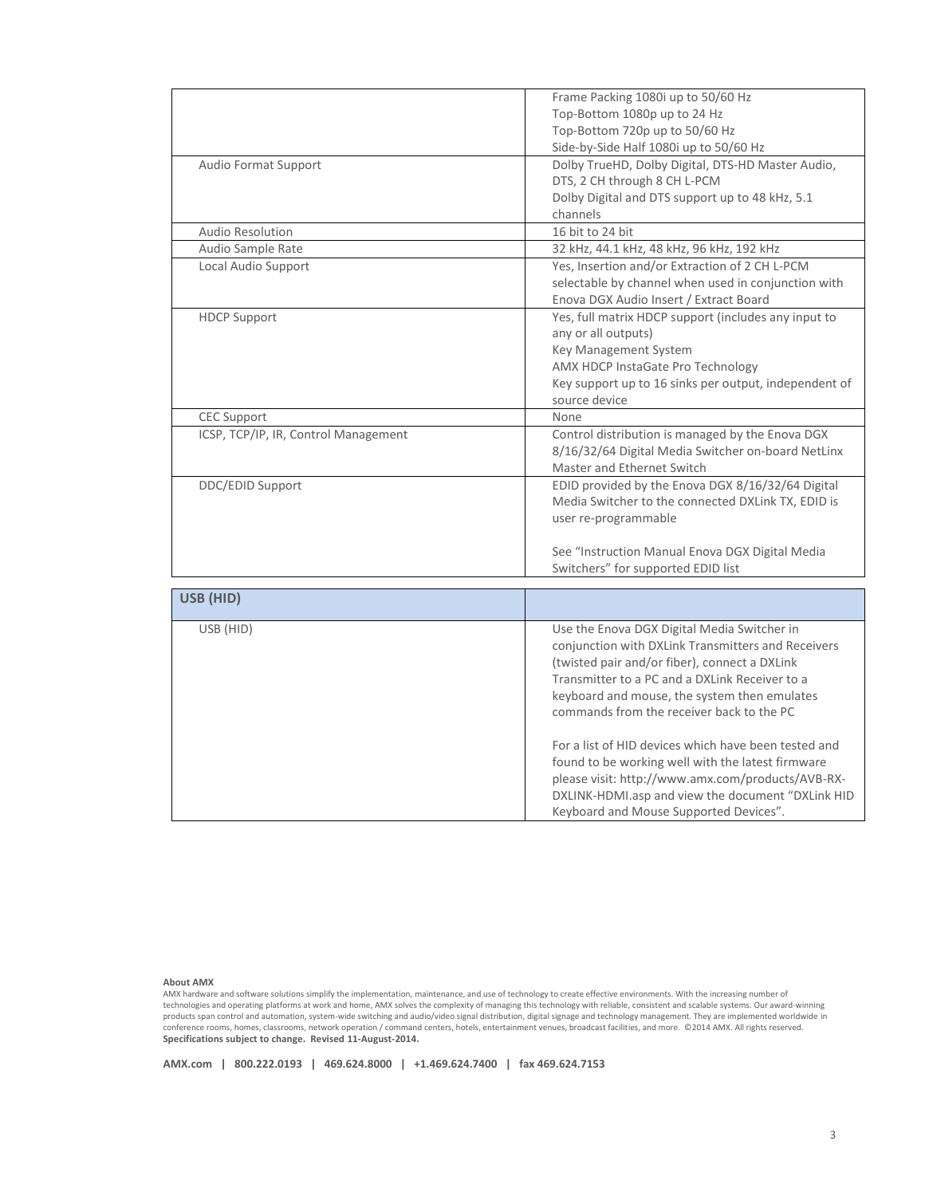| | |
|---|---|
| | Frame Packing 1080i up to 50/60 Hz<br>Top-Bottom 1080p up to 24 Hz<br>Top-Bottom 720p up to 50/60 Hz<br>Side-by-Side Half 1080i up to 50/60 Hz |
| Audio Format Support | Dolby TrueHD, Dolby Digital, DTS-HD Master Audio, DTS, 2 CH through 8 CH L-PCM<br>Dolby Digital and DTS support up to 48 kHz, 5.1 channels |
| Audio Resolution | 16 bit to 24 bit |
| Audio Sample Rate | 32 kHz, 44.1 kHz, 48 kHz, 96 kHz, 192 kHz |
| Local Audio Support | Yes, Insertion and/or Extraction of 2 CH L-PCM selectable by channel when used in conjunction with Enova DGX Audio Insert / Extract Board |
| HDCP Support | Yes, full matrix HDCP support (includes any input to any or all outputs)<br>Key Management System<br>AMX HDCP InstaGate Pro Technology<br>Key support up to 16 sinks per output, independent of source device |
| CEC Support | None |
| ICSP, TCP/IP, IR, Control Management | Control distribution is managed by the Enova DGX 8/16/32/64 Digital Media Switcher on-board NetLinx Master and Ethernet Switch |
| DDC/EDID Support | EDID provided by the Enova DGX 8/16/32/64 Digital Media Switcher to the connected DXLink TX, EDID is user re-programmable<br><br>See "Instruction Manual Enova DGX Digital Media Switchers" for supported EDID list |

| **USB (HID)** | |
|---|---|
| USB (HID) | Use the Enova DGX Digital Media Switcher in conjunction with DXLink Transmitters and Receivers (twisted pair and/or fiber), connect a DXLink Transmitter to a PC and a DXLink Receiver to a keyboard and mouse, the system then emulates commands from the receiver back to the PC<br><br>For a list of HID devices which have been tested and found to be working well with the latest firmware please visit: http://www.amx.com/products/AVB-RX-DXLINK-HDMI.asp and view the document "DXLink HID Keyboard and Mouse Supported Devices". |

**About AMX**
AMX hardware and software solutions simplify the implementation, maintenance, and use of technology to create effective environments. With the increasing number of technologies and operating platforms at work and home, AMX solves the complexity of managing this technology with reliable, consistent and scalable systems. Our award-winning products span control and automation, system-wide switching and audio/video signal distribution, digital signage and technology management. They are implemented worldwide in conference rooms, homes, classrooms, network operation / command centers, hotels, entertainment venues, broadcast facilities, and more. ©2014 AMX. All rights reserved.
**Specifications subject to change. Revised 11-August-2014.**

**AMX.com | 800.222.0193 | 469.624.8000 | +1.469.624.7400 | fax 469.624.7153**